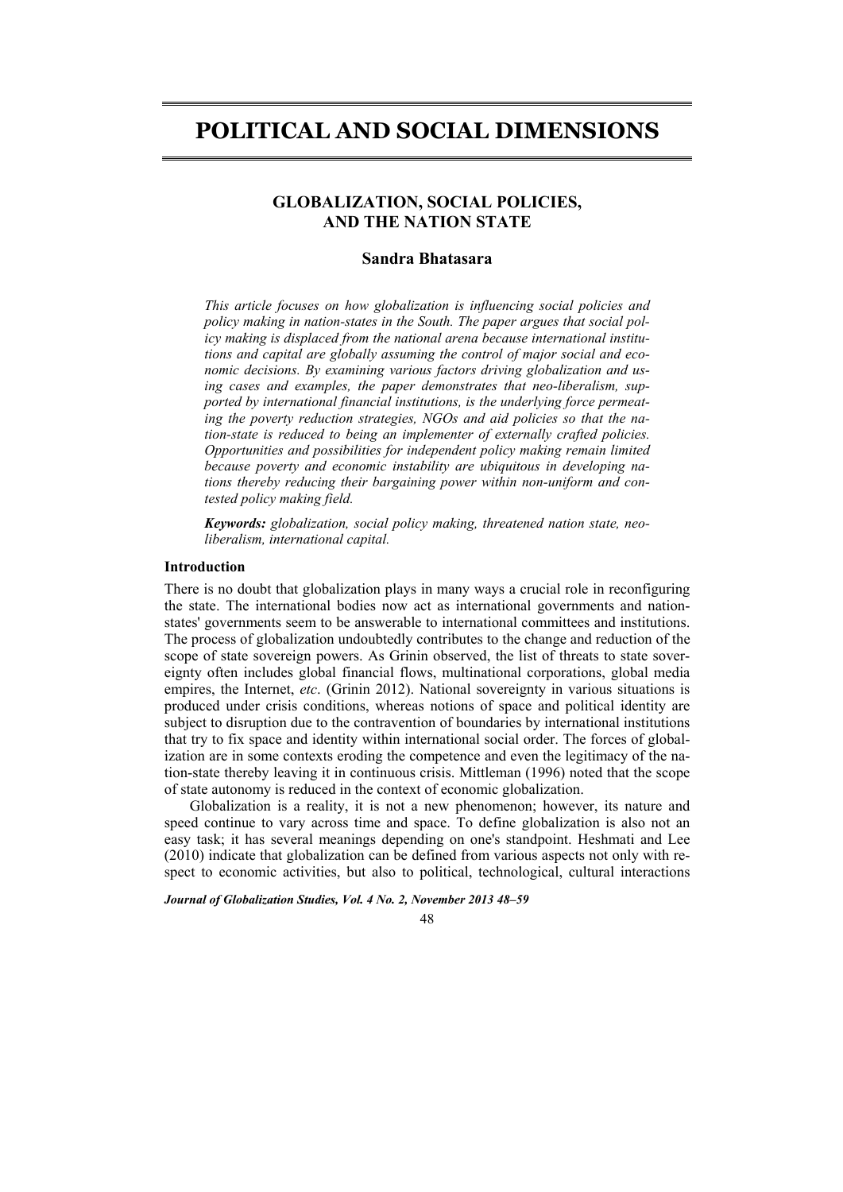# POLITICAL AND SOCIAL DIMENSIONS

## GLOBALIZATION, SOCIAL POLICIES, AND THE NATION STATE

### Sandra Bhatasara

*This article focuses on how globalization is influencing social policies and policy making in nation-states in the South. The paper argues that social policy making is displaced from the national arena because international institutions and capital are globally assuming the control of major social and economic decisions. By examining various factors driving globalization and using cases and examples, the paper demonstrates that neo-liberalism, supported by international financial institutions, is the underlying force permeating the poverty reduction strategies, NGOs and aid policies so that the nation-state is reduced to being an implementer of externally crafted policies. Opportunities and possibilities for independent policy making remain limited because poverty and economic instability are ubiquitous in developing nations thereby reducing their bargaining power within non-uniform and contested policy making field.*

***Keywords:*** *globalization, social policy making, threatened nation state, neo-liberalism, international capital.*

#### Introduction

There is no doubt that globalization plays in many ways a crucial role in reconfiguring the state. The international bodies now act as international governments and nation-states' governments seem to be answerable to international committees and institutions. The process of globalization undoubtedly contributes to the change and reduction of the scope of state sovereign powers. As Grinin observed, the list of threats to state sovereignty often includes global financial flows, multinational corporations, global media empires, the Internet, *etc*. (Grinin 2012). National sovereignty in various situations is produced under crisis conditions, whereas notions of space and political identity are subject to disruption due to the contravention of boundaries by international institutions that try to fix space and identity within international social order. The forces of globalization are in some contexts eroding the competence and even the legitimacy of the nation-state thereby leaving it in continuous crisis. Mittleman (1996) noted that the scope of state autonomy is reduced in the context of economic globalization.

Globalization is a reality, it is not a new phenomenon; however, its nature and speed continue to vary across time and space. To define globalization is also not an easy task; it has several meanings depending on one's standpoint. Heshmati and Lee (2010) indicate that globalization can be defined from various aspects not only with respect to economic activities, but also to political, technological, cultural interactions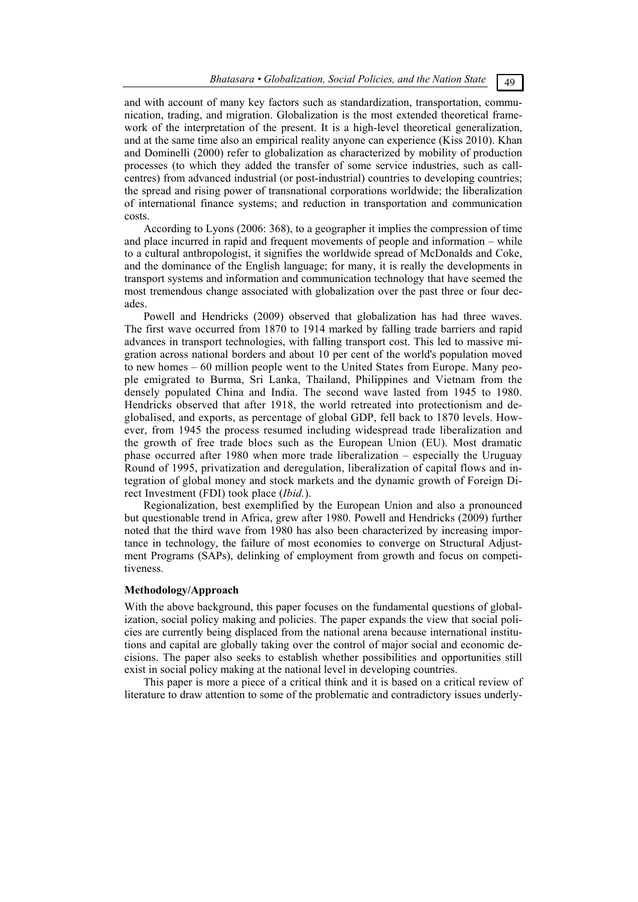and with account of many key factors such as standardization, transportation, communication, trading, and migration. Globalization is the most extended theoretical framework of the interpretation of the present. It is a high-level theoretical generalization, and at the same time also an empirical reality anyone can experience (Kiss 2010). Khan and Dominelli (2000) refer to globalization as characterized by mobility of production processes (to which they added the transfer of some service industries, such as call-centres) from advanced industrial (or post-industrial) countries to developing countries; the spread and rising power of transnational corporations worldwide; the liberalization of international finance systems; and reduction in transportation and communication costs.

According to Lyons (2006: 368), to a geographer it implies the compression of time and place incurred in rapid and frequent movements of people and information – while to a cultural anthropologist, it signifies the worldwide spread of McDonalds and Coke, and the dominance of the English language; for many, it is really the developments in transport systems and information and communication technology that have seemed the most tremendous change associated with globalization over the past three or four decades.

Powell and Hendricks (2009) observed that globalization has had three waves. The first wave occurred from 1870 to 1914 marked by falling trade barriers and rapid advances in transport technologies, with falling transport cost. This led to massive migration across national borders and about 10 per cent of the world's population moved to new homes – 60 million people went to the United States from Europe. Many people emigrated to Burma, Sri Lanka, Thailand, Philippines and Vietnam from the densely populated China and India. The second wave lasted from 1945 to 1980. Hendricks observed that after 1918, the world retreated into protectionism and deglobalised, and exports, as percentage of global GDP, fell back to 1870 levels. However, from 1945 the process resumed including widespread trade liberalization and the growth of free trade blocs such as the European Union (EU). Most dramatic phase occurred after 1980 when more trade liberalization – especially the Uruguay Round of 1995, privatization and deregulation, liberalization of capital flows and integration of global money and stock markets and the dynamic growth of Foreign Direct Investment (FDI) took place (*Ibid.*).

Regionalization, best exemplified by the European Union and also a pronounced but questionable trend in Africa, grew after 1980. Powell and Hendricks (2009) further noted that the third wave from 1980 has also been characterized by increasing importance in technology, the failure of most economies to converge on Structural Adjustment Programs (SAPs), delinking of employment from growth and focus on competitiveness.

**Methodology/Approach**

With the above background, this paper focuses on the fundamental questions of globalization, social policy making and policies. The paper expands the view that social policies are currently being displaced from the national arena because international institutions and capital are globally taking over the control of major social and economic decisions. The paper also seeks to establish whether possibilities and opportunities still exist in social policy making at the national level in developing countries.

This paper is more a piece of a critical think and it is based on a critical review of literature to draw attention to some of the problematic and contradictory issues underly-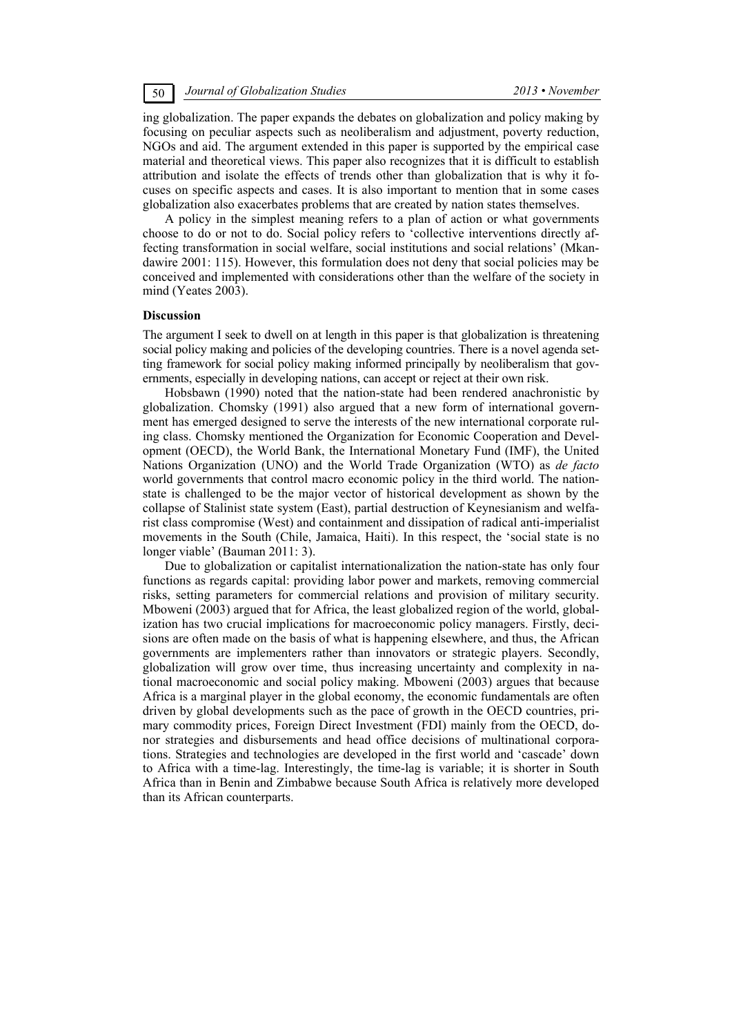ing globalization. The paper expands the debates on globalization and policy making by focusing on peculiar aspects such as neoliberalism and adjustment, poverty reduction, NGOs and aid. The argument extended in this paper is supported by the empirical case material and theoretical views. This paper also recognizes that it is difficult to establish attribution and isolate the effects of trends other than globalization that is why it focuses on specific aspects and cases. It is also important to mention that in some cases globalization also exacerbates problems that are created by nation states themselves.

A policy in the simplest meaning refers to a plan of action or what governments choose to do or not to do. Social policy refers to 'collective interventions directly affecting transformation in social welfare, social institutions and social relations' (Mkandawire 2001: 115). However, this formulation does not deny that social policies may be conceived and implemented with considerations other than the welfare of the society in mind (Yeates 2003).

### Discussion

The argument I seek to dwell on at length in this paper is that globalization is threatening social policy making and policies of the developing countries. There is a novel agenda setting framework for social policy making informed principally by neoliberalism that governments, especially in developing nations, can accept or reject at their own risk.

Hobsbawn (1990) noted that the nation-state had been rendered anachronistic by globalization. Chomsky (1991) also argued that a new form of international government has emerged designed to serve the interests of the new international corporate ruling class. Chomsky mentioned the Organization for Economic Cooperation and Development (OECD), the World Bank, the International Monetary Fund (IMF), the United Nations Organization (UNO) and the World Trade Organization (WTO) as *de facto* world governments that control macro economic policy in the third world. The nation-state is challenged to be the major vector of historical development as shown by the collapse of Stalinist state system (East), partial destruction of Keynesianism and welfarist class compromise (West) and containment and dissipation of radical anti-imperialist movements in the South (Chile, Jamaica, Haiti). In this respect, the 'social state is no longer viable' (Bauman 2011: 3).

Due to globalization or capitalist internationalization the nation-state has only four functions as regards capital: providing labor power and markets, removing commercial risks, setting parameters for commercial relations and provision of military security. Mboweni (2003) argued that for Africa, the least globalized region of the world, globalization has two crucial implications for macroeconomic policy managers. Firstly, decisions are often made on the basis of what is happening elsewhere, and thus, the African governments are implementers rather than innovators or strategic players. Secondly, globalization will grow over time, thus increasing uncertainty and complexity in national macroeconomic and social policy making. Mboweni (2003) argues that because Africa is a marginal player in the global economy, the economic fundamentals are often driven by global developments such as the pace of growth in the OECD countries, primary commodity prices, Foreign Direct Investment (FDI) mainly from the OECD, donor strategies and disbursements and head office decisions of multinational corporations. Strategies and technologies are developed in the first world and 'cascade' down to Africa with a time-lag. Interestingly, the time-lag is variable; it is shorter in South Africa than in Benin and Zimbabwe because South Africa is relatively more developed than its African counterparts.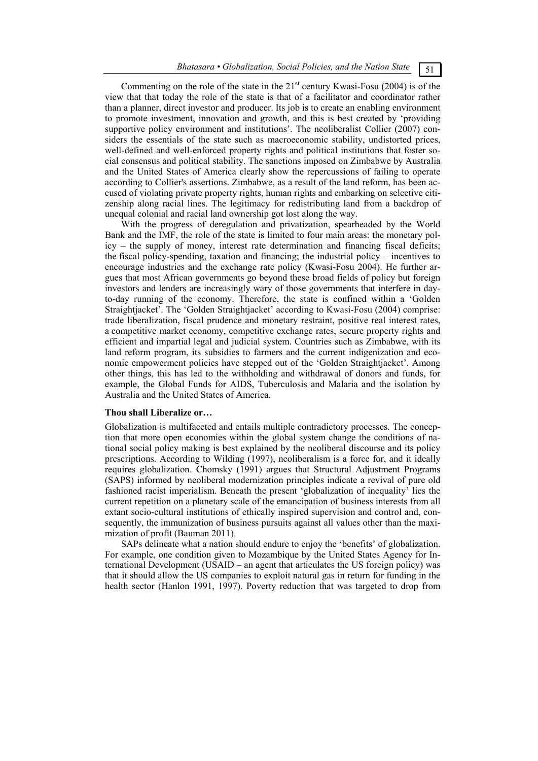Commenting on the role of the state in the 21st century Kwasi-Fosu (2004) is of the view that that today the role of the state is that of a facilitator and coordinator rather than a planner, direct investor and producer. Its job is to create an enabling environment to promote investment, innovation and growth, and this is best created by 'providing supportive policy environment and institutions'. The neoliberalist Collier (2007) considers the essentials of the state such as macroeconomic stability, undistorted prices, well-defined and well-enforced property rights and political institutions that foster social consensus and political stability. The sanctions imposed on Zimbabwe by Australia and the United States of America clearly show the repercussions of failing to operate according to Collier's assertions. Zimbabwe, as a result of the land reform, has been accused of violating private property rights, human rights and embarking on selective citizenship along racial lines. The legitimacy for redistributing land from a backdrop of unequal colonial and racial land ownership got lost along the way.

With the progress of deregulation and privatization, spearheaded by the World Bank and the IMF, the role of the state is limited to four main areas: the monetary policy – the supply of money, interest rate determination and financing fiscal deficits; the fiscal policy-spending, taxation and financing; the industrial policy – incentives to encourage industries and the exchange rate policy (Kwasi-Fosu 2004). He further argues that most African governments go beyond these broad fields of policy but foreign investors and lenders are increasingly wary of those governments that interfere in day-to-day running of the economy. Therefore, the state is confined within a 'Golden Straightjacket'. The 'Golden Straightjacket' according to Kwasi-Fosu (2004) comprise: trade liberalization, fiscal prudence and monetary restraint, positive real interest rates, a competitive market economy, competitive exchange rates, secure property rights and efficient and impartial legal and judicial system. Countries such as Zimbabwe, with its land reform program, its subsidies to farmers and the current indigenization and economic empowerment policies have stepped out of the 'Golden Straightjacket'. Among other things, this has led to the withholding and withdrawal of donors and funds, for example, the Global Funds for AIDS, Tuberculosis and Malaria and the isolation by Australia and the United States of America.

**Thou shall Liberalize or…**

Globalization is multifaceted and entails multiple contradictory processes. The conception that more open economies within the global system change the conditions of national social policy making is best explained by the neoliberal discourse and its policy prescriptions. According to Wilding (1997), neoliberalism is a force for, and it ideally requires globalization. Chomsky (1991) argues that Structural Adjustment Programs (SAPS) informed by neoliberal modernization principles indicate a revival of pure old fashioned racist imperialism. Beneath the present 'globalization of inequality' lies the current repetition on a planetary scale of the emancipation of business interests from all extant socio-cultural institutions of ethically inspired supervision and control and, consequently, the immunization of business pursuits against all values other than the maximization of profit (Bauman 2011).

SAPs delineate what a nation should endure to enjoy the 'benefits' of globalization. For example, one condition given to Mozambique by the United States Agency for International Development (USAID – an agent that articulates the US foreign policy) was that it should allow the US companies to exploit natural gas in return for funding in the health sector (Hanlon 1991, 1997). Poverty reduction that was targeted to drop from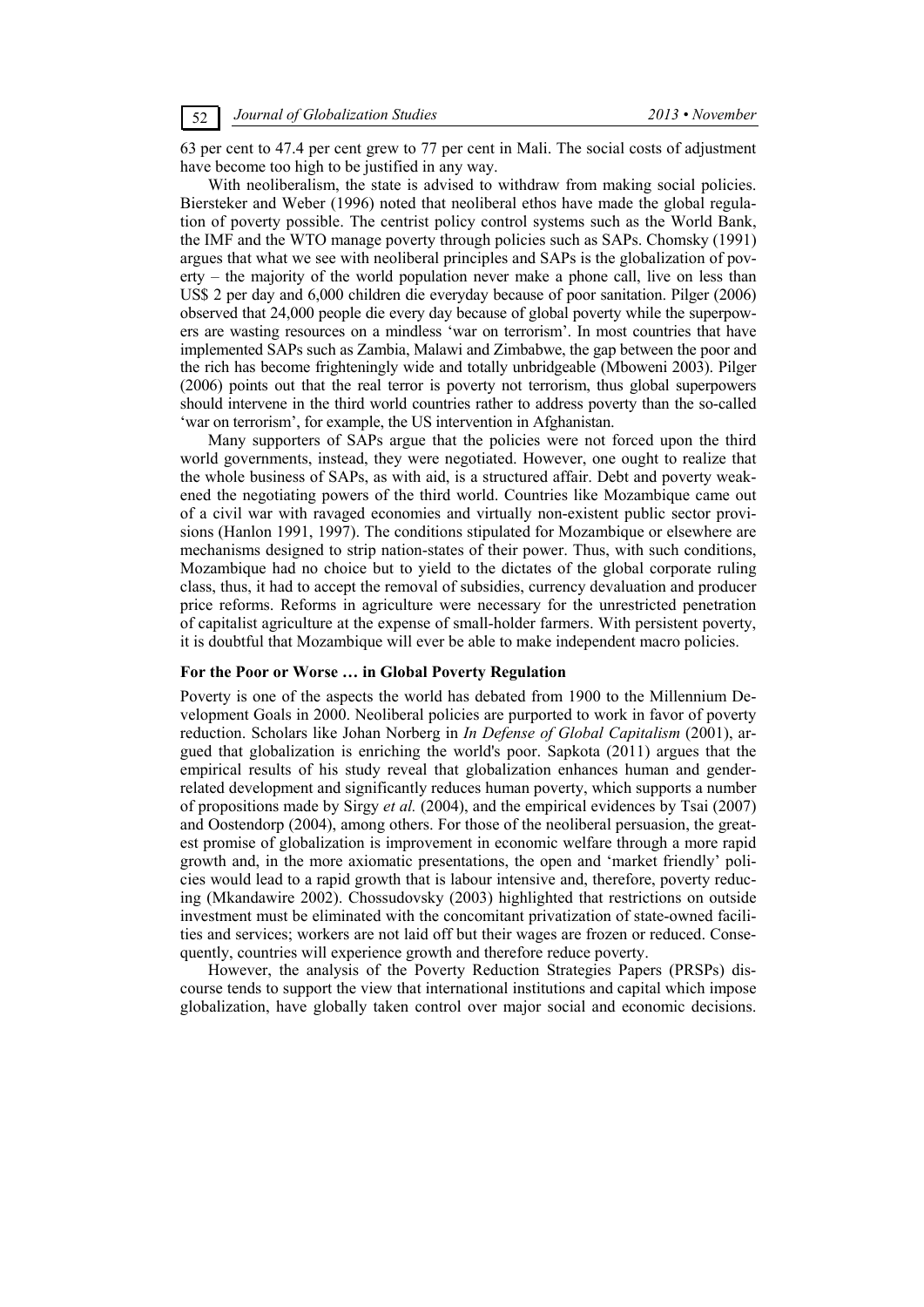63 per cent to 47.4 per cent grew to 77 per cent in Mali. The social costs of adjustment have become too high to be justified in any way.

With neoliberalism, the state is advised to withdraw from making social policies. Biersteker and Weber (1996) noted that neoliberal ethos have made the global regulation of poverty possible. The centrist policy control systems such as the World Bank, the IMF and the WTO manage poverty through policies such as SAPs. Chomsky (1991) argues that what we see with neoliberal principles and SAPs is the globalization of poverty – the majority of the world population never make a phone call, live on less than US$ 2 per day and 6,000 children die everyday because of poor sanitation. Pilger (2006) observed that 24,000 people die every day because of global poverty while the superpowers are wasting resources on a mindless 'war on terrorism'. In most countries that have implemented SAPs such as Zambia, Malawi and Zimbabwe, the gap between the poor and the rich has become frighteningly wide and totally unbridgeable (Mboweni 2003). Pilger (2006) points out that the real terror is poverty not terrorism, thus global superpowers should intervene in the third world countries rather to address poverty than the so-called 'war on terrorism', for example, the US intervention in Afghanistan.

Many supporters of SAPs argue that the policies were not forced upon the third world governments, instead, they were negotiated. However, one ought to realize that the whole business of SAPs, as with aid, is a structured affair. Debt and poverty weakened the negotiating powers of the third world. Countries like Mozambique came out of a civil war with ravaged economies and virtually non-existent public sector provisions (Hanlon 1991, 1997). The conditions stipulated for Mozambique or elsewhere are mechanisms designed to strip nation-states of their power. Thus, with such conditions, Mozambique had no choice but to yield to the dictates of the global corporate ruling class, thus, it had to accept the removal of subsidies, currency devaluation and producer price reforms. Reforms in agriculture were necessary for the unrestricted penetration of capitalist agriculture at the expense of small-holder farmers. With persistent poverty, it is doubtful that Mozambique will ever be able to make independent macro policies.

### For the Poor or Worse … in Global Poverty Regulation

Poverty is one of the aspects the world has debated from 1900 to the Millennium Development Goals in 2000. Neoliberal policies are purported to work in favor of poverty reduction. Scholars like Johan Norberg in *In Defense of Global Capitalism* (2001), argued that globalization is enriching the world's poor. Sapkota (2011) argues that the empirical results of his study reveal that globalization enhances human and gender-related development and significantly reduces human poverty, which supports a number of propositions made by Sirgy *et al.* (2004), and the empirical evidences by Tsai (2007) and Oostendorp (2004), among others. For those of the neoliberal persuasion, the greatest promise of globalization is improvement in economic welfare through a more rapid growth and, in the more axiomatic presentations, the open and 'market friendly' policies would lead to a rapid growth that is labour intensive and, therefore, poverty reducing (Mkandawire 2002). Chossudovsky (2003) highlighted that restrictions on outside investment must be eliminated with the concomitant privatization of state-owned facilities and services; workers are not laid off but their wages are frozen or reduced. Consequently, countries will experience growth and therefore reduce poverty.

However, the analysis of the Poverty Reduction Strategies Papers (PRSPs) discourse tends to support the view that international institutions and capital which impose globalization, have globally taken control over major social and economic decisions.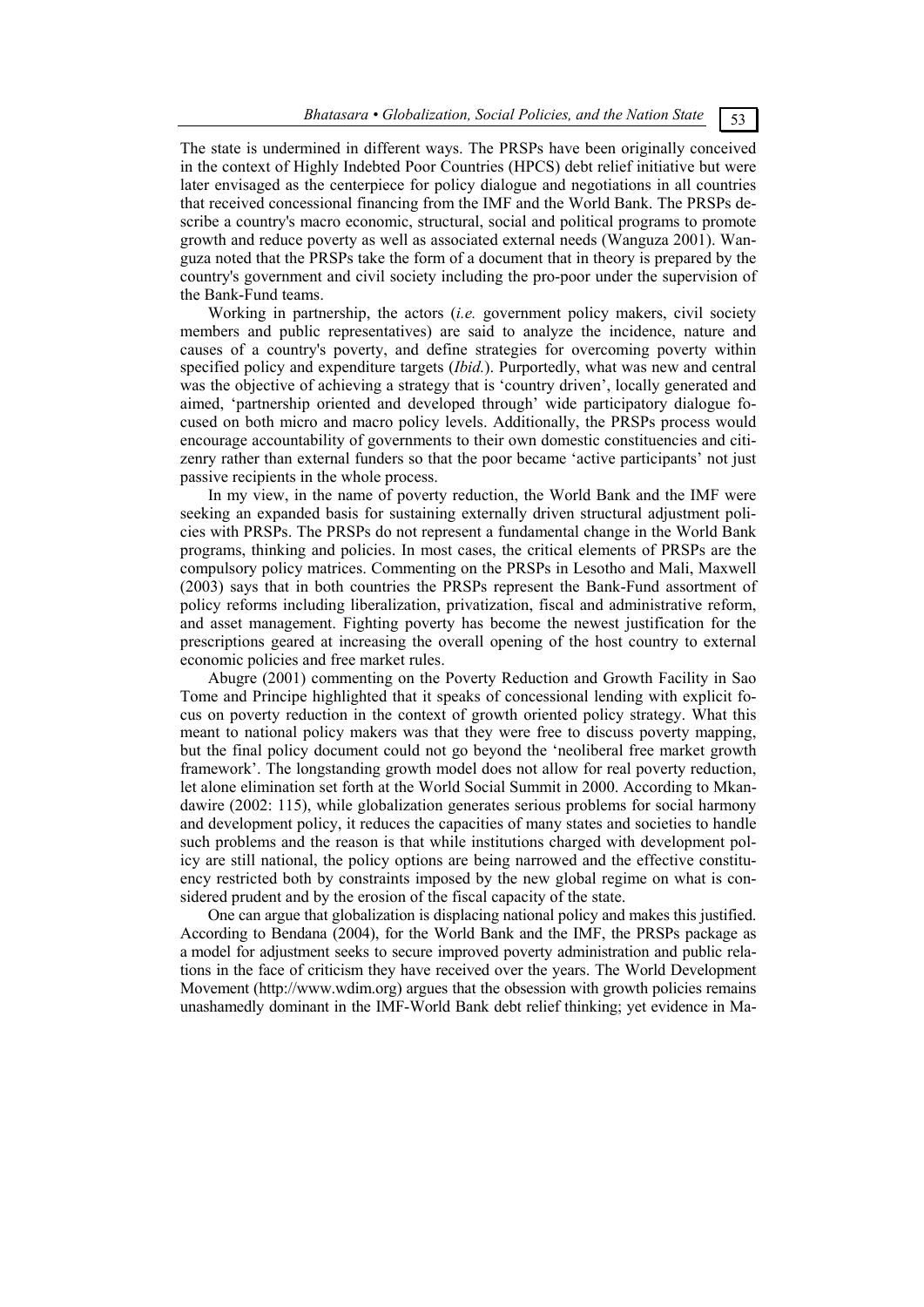The state is undermined in different ways. The PRSPs have been originally conceived in the context of Highly Indebted Poor Countries (HPCS) debt relief initiative but were later envisaged as the centerpiece for policy dialogue and negotiations in all countries that received concessional financing from the IMF and the World Bank. The PRSPs describe a country's macro economic, structural, social and political programs to promote growth and reduce poverty as well as associated external needs (Wanguza 2001). Wanguza noted that the PRSPs take the form of a document that in theory is prepared by the country's government and civil society including the pro-poor under the supervision of the Bank-Fund teams.

Working in partnership, the actors (*i.e.* government policy makers, civil society members and public representatives) are said to analyze the incidence, nature and causes of a country's poverty, and define strategies for overcoming poverty within specified policy and expenditure targets (*Ibid.*). Purportedly, what was new and central was the objective of achieving a strategy that is 'country driven', locally generated and aimed, 'partnership oriented and developed through' wide participatory dialogue focused on both micro and macro policy levels. Additionally, the PRSPs process would encourage accountability of governments to their own domestic constituencies and citizenry rather than external funders so that the poor became 'active participants' not just passive recipients in the whole process.

In my view, in the name of poverty reduction, the World Bank and the IMF were seeking an expanded basis for sustaining externally driven structural adjustment policies with PRSPs. The PRSPs do not represent a fundamental change in the World Bank programs, thinking and policies. In most cases, the critical elements of PRSPs are the compulsory policy matrices. Commenting on the PRSPs in Lesotho and Mali, Maxwell (2003) says that in both countries the PRSPs represent the Bank-Fund assortment of policy reforms including liberalization, privatization, fiscal and administrative reform, and asset management. Fighting poverty has become the newest justification for the prescriptions geared at increasing the overall opening of the host country to external economic policies and free market rules.

Abugre (2001) commenting on the Poverty Reduction and Growth Facility in Sao Tome and Principe highlighted that it speaks of concessional lending with explicit focus on poverty reduction in the context of growth oriented policy strategy. What this meant to national policy makers was that they were free to discuss poverty mapping, but the final policy document could not go beyond the 'neoliberal free market growth framework'. The longstanding growth model does not allow for real poverty reduction, let alone elimination set forth at the World Social Summit in 2000. According to Mkandawire (2002: 115), while globalization generates serious problems for social harmony and development policy, it reduces the capacities of many states and societies to handle such problems and the reason is that while institutions charged with development policy are still national, the policy options are being narrowed and the effective constituency restricted both by constraints imposed by the new global regime on what is considered prudent and by the erosion of the fiscal capacity of the state.

One can argue that globalization is displacing national policy and makes this justified. According to Bendana (2004), for the World Bank and the IMF, the PRSPs package as a model for adjustment seeks to secure improved poverty administration and public relations in the face of criticism they have received over the years. The World Development Movement (http://www.wdim.org) argues that the obsession with growth policies remains unashamedly dominant in the IMF-World Bank debt relief thinking; yet evidence in Ma-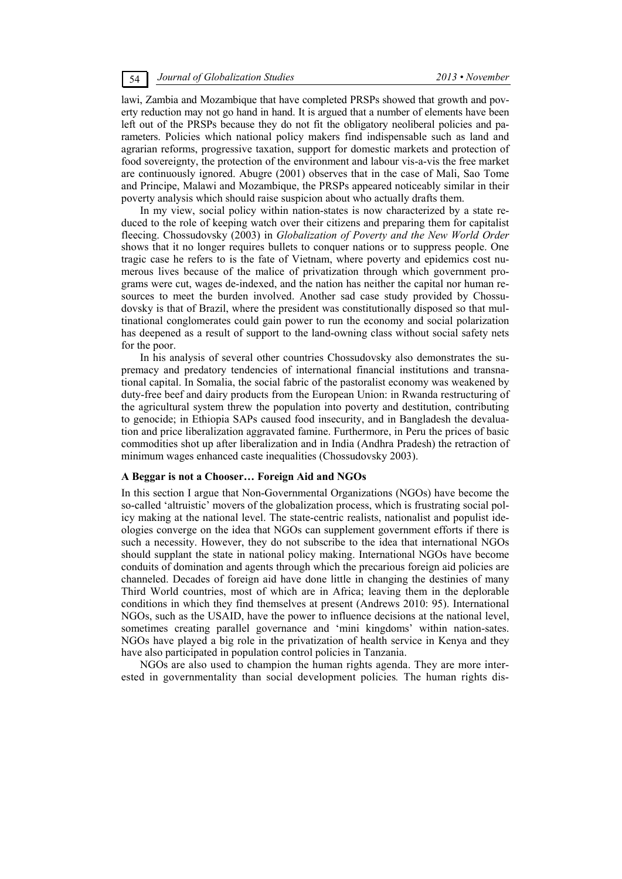lawi, Zambia and Mozambique that have completed PRSPs showed that growth and poverty reduction may not go hand in hand. It is argued that a number of elements have been left out of the PRSPs because they do not fit the obligatory neoliberal policies and parameters. Policies which national policy makers find indispensable such as land and agrarian reforms, progressive taxation, support for domestic markets and protection of food sovereignty, the protection of the environment and labour vis-a-vis the free market are continuously ignored. Abugre (2001) observes that in the case of Mali, Sao Tome and Principe, Malawi and Mozambique, the PRSPs appeared noticeably similar in their poverty analysis which should raise suspicion about who actually drafts them.

In my view, social policy within nation-states is now characterized by a state reduced to the role of keeping watch over their citizens and preparing them for capitalist fleecing. Chossudovsky (2003) in *Globalization of Poverty and the New World Order* shows that it no longer requires bullets to conquer nations or to suppress people. One tragic case he refers to is the fate of Vietnam, where poverty and epidemics cost numerous lives because of the malice of privatization through which government programs were cut, wages de-indexed, and the nation has neither the capital nor human resources to meet the burden involved. Another sad case study provided by Chossudovsky is that of Brazil, where the president was constitutionally disposed so that multinational conglomerates could gain power to run the economy and social polarization has deepened as a result of support to the land-owning class without social safety nets for the poor.

In his analysis of several other countries Chossudovsky also demonstrates the supremacy and predatory tendencies of international financial institutions and transnational capital. In Somalia, the social fabric of the pastoralist economy was weakened by duty-free beef and dairy products from the European Union: in Rwanda restructuring of the agricultural system threw the population into poverty and destitution, contributing to genocide; in Ethiopia SAPs caused food insecurity, and in Bangladesh the devaluation and price liberalization aggravated famine. Furthermore, in Peru the prices of basic commodities shot up after liberalization and in India (Andhra Pradesh) the retraction of minimum wages enhanced caste inequalities (Chossudovsky 2003).

### A Beggar is not a Chooser… Foreign Aid and NGOs

In this section I argue that Non-Governmental Organizations (NGOs) have become the so-called 'altruistic' movers of the globalization process, which is frustrating social policy making at the national level. The state-centric realists, nationalist and populist ideologies converge on the idea that NGOs can supplement government efforts if there is such a necessity. However, they do not subscribe to the idea that international NGOs should supplant the state in national policy making. International NGOs have become conduits of domination and agents through which the precarious foreign aid policies are channeled. Decades of foreign aid have done little in changing the destinies of many Third World countries, most of which are in Africa; leaving them in the deplorable conditions in which they find themselves at present (Andrews 2010: 95). International NGOs, such as the USAID, have the power to influence decisions at the national level, sometimes creating parallel governance and 'mini kingdoms' within nation-sates. NGOs have played a big role in the privatization of health service in Kenya and they have also participated in population control policies in Tanzania.

NGOs are also used to champion the human rights agenda. They are more interested in governmentality than social development policies*.* The human rights dis-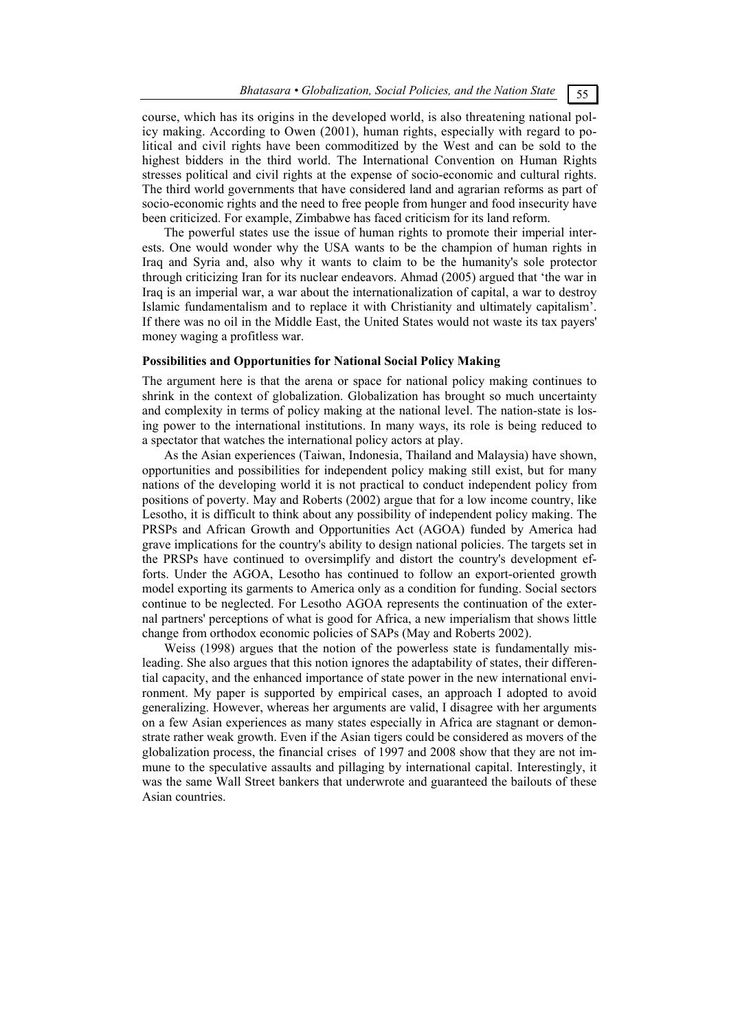course, which has its origins in the developed world, is also threatening national policy making. According to Owen (2001), human rights, especially with regard to political and civil rights have been commoditized by the West and can be sold to the highest bidders in the third world. The International Convention on Human Rights stresses political and civil rights at the expense of socio-economic and cultural rights. The third world governments that have considered land and agrarian reforms as part of socio-economic rights and the need to free people from hunger and food insecurity have been criticized. For example, Zimbabwe has faced criticism for its land reform.

The powerful states use the issue of human rights to promote their imperial interests. One would wonder why the USA wants to be the champion of human rights in Iraq and Syria and, also why it wants to claim to be the humanity's sole protector through criticizing Iran for its nuclear endeavors. Ahmad (2005) argued that 'the war in Iraq is an imperial war, a war about the internationalization of capital, a war to destroy Islamic fundamentalism and to replace it with Christianity and ultimately capitalism'. If there was no oil in the Middle East, the United States would not waste its tax payers' money waging a profitless war.

**Possibilities and Opportunities for National Social Policy Making**

The argument here is that the arena or space for national policy making continues to shrink in the context of globalization. Globalization has brought so much uncertainty and complexity in terms of policy making at the national level. The nation-state is losing power to the international institutions. In many ways, its role is being reduced to a spectator that watches the international policy actors at play.

As the Asian experiences (Taiwan, Indonesia, Thailand and Malaysia) have shown, opportunities and possibilities for independent policy making still exist, but for many nations of the developing world it is not practical to conduct independent policy from positions of poverty. May and Roberts (2002) argue that for a low income country, like Lesotho, it is difficult to think about any possibility of independent policy making. The PRSPs and African Growth and Opportunities Act (AGOA) funded by America had grave implications for the country's ability to design national policies. The targets set in the PRSPs have continued to oversimplify and distort the country's development efforts. Under the AGOA, Lesotho has continued to follow an export-oriented growth model exporting its garments to America only as a condition for funding. Social sectors continue to be neglected. For Lesotho AGOA represents the continuation of the external partners' perceptions of what is good for Africa, a new imperialism that shows little change from orthodox economic policies of SAPs (May and Roberts 2002).

Weiss (1998) argues that the notion of the powerless state is fundamentally misleading. She also argues that this notion ignores the adaptability of states, their differential capacity, and the enhanced importance of state power in the new international environment. My paper is supported by empirical cases, an approach I adopted to avoid generalizing. However, whereas her arguments are valid, I disagree with her arguments on a few Asian experiences as many states especially in Africa are stagnant or demonstrate rather weak growth. Even if the Asian tigers could be considered as movers of the globalization process, the financial crises of 1997 and 2008 show that they are not immune to the speculative assaults and pillaging by international capital. Interestingly, it was the same Wall Street bankers that underwrote and guaranteed the bailouts of these Asian countries.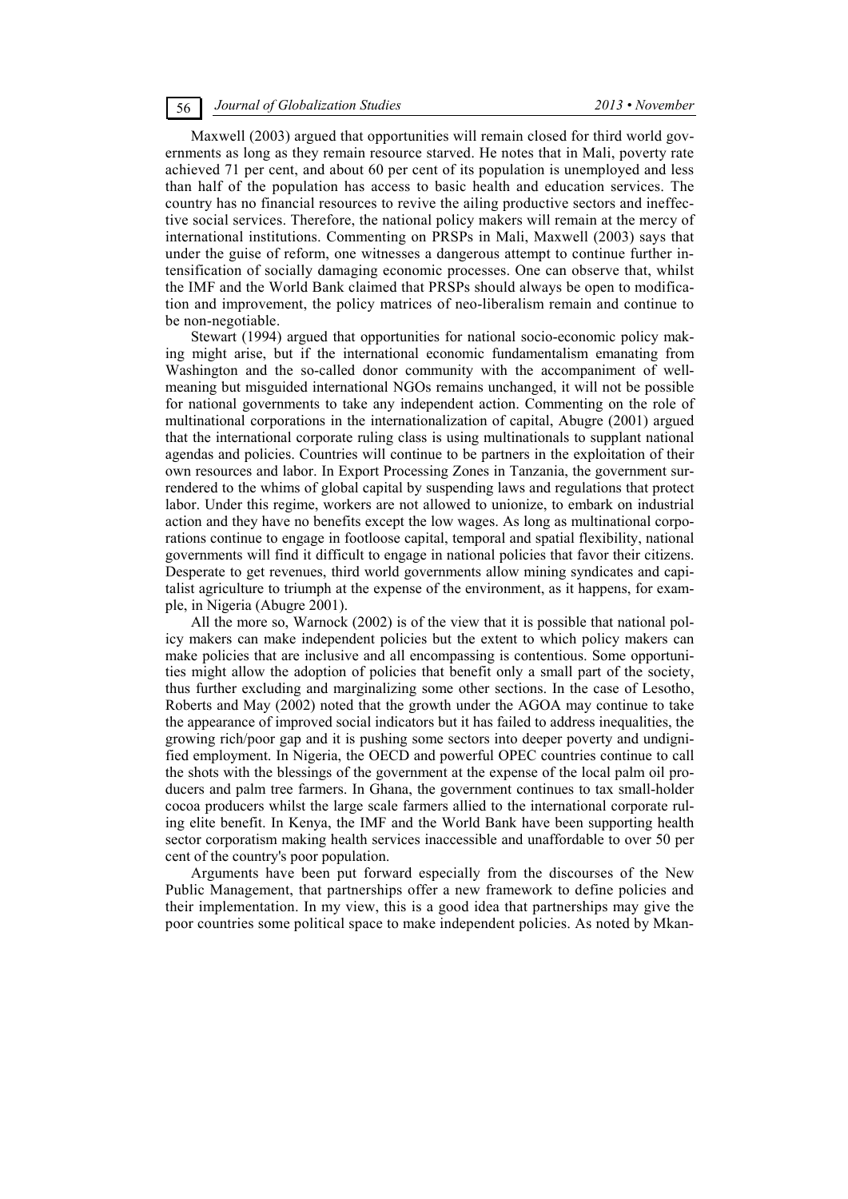Maxwell (2003) argued that opportunities will remain closed for third world governments as long as they remain resource starved. He notes that in Mali, poverty rate achieved 71 per cent, and about 60 per cent of its population is unemployed and less than half of the population has access to basic health and education services. The country has no financial resources to revive the ailing productive sectors and ineffective social services. Therefore, the national policy makers will remain at the mercy of international institutions. Commenting on PRSPs in Mali, Maxwell (2003) says that under the guise of reform, one witnesses a dangerous attempt to continue further intensification of socially damaging economic processes. One can observe that, whilst the IMF and the World Bank claimed that PRSPs should always be open to modification and improvement, the policy matrices of neo-liberalism remain and continue to be non-negotiable.

Stewart (1994) argued that opportunities for national socio-economic policy making might arise, but if the international economic fundamentalism emanating from Washington and the so-called donor community with the accompaniment of well-meaning but misguided international NGOs remains unchanged, it will not be possible for national governments to take any independent action. Commenting on the role of multinational corporations in the internationalization of capital, Abugre (2001) argued that the international corporate ruling class is using multinationals to supplant national agendas and policies. Countries will continue to be partners in the exploitation of their own resources and labor. In Export Processing Zones in Tanzania, the government surrendered to the whims of global capital by suspending laws and regulations that protect labor. Under this regime, workers are not allowed to unionize, to embark on industrial action and they have no benefits except the low wages. As long as multinational corporations continue to engage in footloose capital, temporal and spatial flexibility, national governments will find it difficult to engage in national policies that favor their citizens. Desperate to get revenues, third world governments allow mining syndicates and capitalist agriculture to triumph at the expense of the environment, as it happens, for example, in Nigeria (Abugre 2001).

All the more so, Warnock (2002) is of the view that it is possible that national policy makers can make independent policies but the extent to which policy makers can make policies that are inclusive and all encompassing is contentious. Some opportunities might allow the adoption of policies that benefit only a small part of the society, thus further excluding and marginalizing some other sections. In the case of Lesotho, Roberts and May (2002) noted that the growth under the AGOA may continue to take the appearance of improved social indicators but it has failed to address inequalities, the growing rich/poor gap and it is pushing some sectors into deeper poverty and undignified employment. In Nigeria, the OECD and powerful OPEC countries continue to call the shots with the blessings of the government at the expense of the local palm oil producers and palm tree farmers. In Ghana, the government continues to tax small-holder cocoa producers whilst the large scale farmers allied to the international corporate ruling elite benefit. In Kenya, the IMF and the World Bank have been supporting health sector corporatism making health services inaccessible and unaffordable to over 50 per cent of the country's poor population.

Arguments have been put forward especially from the discourses of the New Public Management, that partnerships offer a new framework to define policies and their implementation. In my view, this is a good idea that partnerships may give the poor countries some political space to make independent policies. As noted by Mkan-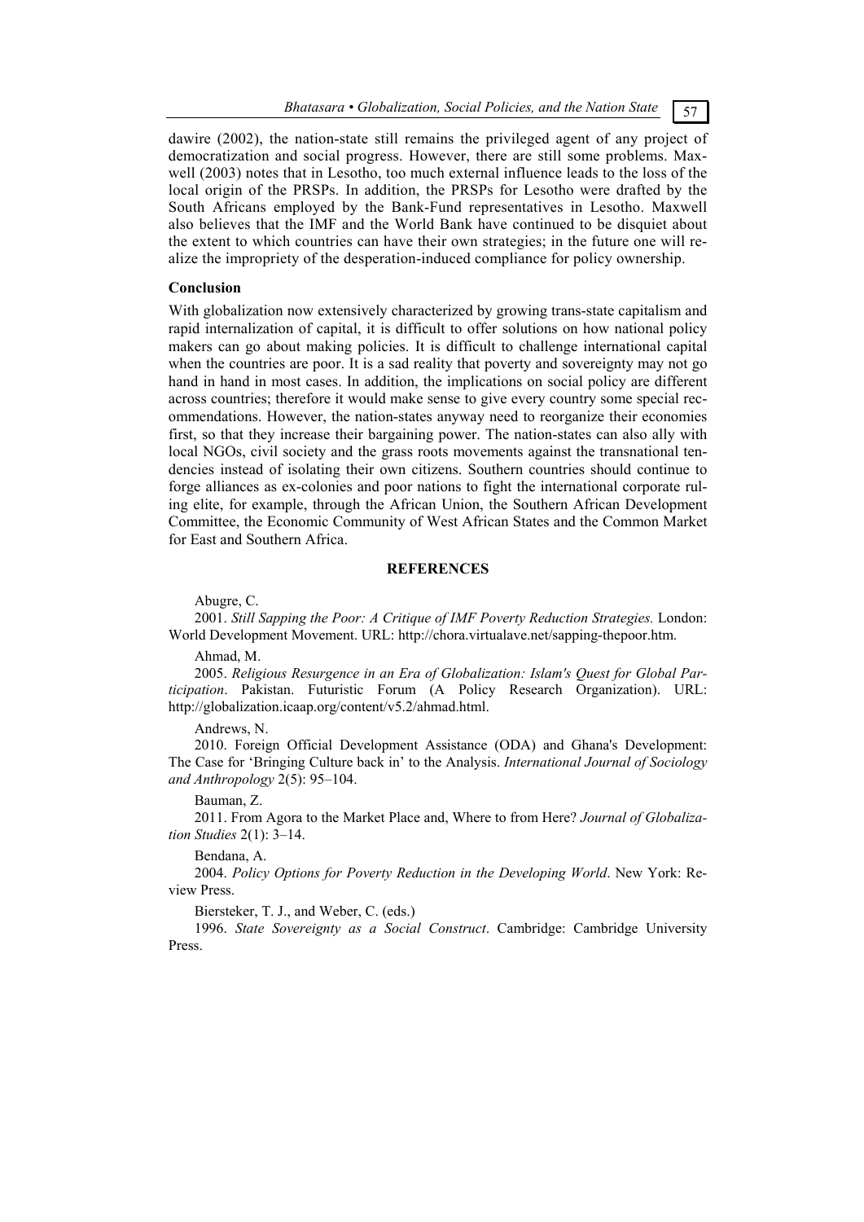dawire (2002), the nation-state still remains the privileged agent of any project of democratization and social progress. However, there are still some problems. Maxwell (2003) notes that in Lesotho, too much external influence leads to the loss of the local origin of the PRSPs. In addition, the PRSPs for Lesotho were drafted by the South Africans employed by the Bank-Fund representatives in Lesotho. Maxwell also believes that the IMF and the World Bank have continued to be disquiet about the extent to which countries can have their own strategies; in the future one will realize the impropriety of the desperation-induced compliance for policy ownership.

## Conclusion

With globalization now extensively characterized by growing trans-state capitalism and rapid internalization of capital, it is difficult to offer solutions on how national policy makers can go about making policies. It is difficult to challenge international capital when the countries are poor. It is a sad reality that poverty and sovereignty may not go hand in hand in most cases. In addition, the implications on social policy are different across countries; therefore it would make sense to give every country some special recommendations. However, the nation-states anyway need to reorganize their economies first, so that they increase their bargaining power. The nation-states can also ally with local NGOs, civil society and the grass roots movements against the transnational tendencies instead of isolating their own citizens. Southern countries should continue to forge alliances as ex-colonies and poor nations to fight the international corporate ruling elite, for example, through the African Union, the Southern African Development Committee, the Economic Community of West African States and the Common Market for East and Southern Africa.

## REFERENCES

Abugre, C.

2001. *Still Sapping the Poor: A Critique of IMF Poverty Reduction Strategies.* London: World Development Movement. URL: http://chora.virtualave.net/sapping-thepoor.htm.

Ahmad, M.

2005. *Religious Resurgence in an Era of Globalization: Islam's Quest for Global Participation*. Pakistan. Futuristic Forum (A Policy Research Organization). URL: http://globalization.icaap.org/content/v5.2/ahmad.html.

Andrews, N.

2010. Foreign Official Development Assistance (ODA) and Ghana's Development: The Case for 'Bringing Culture back in' to the Analysis. *International Journal of Sociology and Anthropology* 2(5): 95–104.

Bauman, Z.

2011. From Agora to the Market Place and, Where to from Here? *Journal of Globalization Studies* 2(1): 3–14.

Bendana, A.

2004. *Policy Options for Poverty Reduction in the Developing World*. New York: Review Press.

Biersteker, T. J., and Weber, C. (eds.)

1996. *State Sovereignty as a Social Construct*. Cambridge: Cambridge University Press.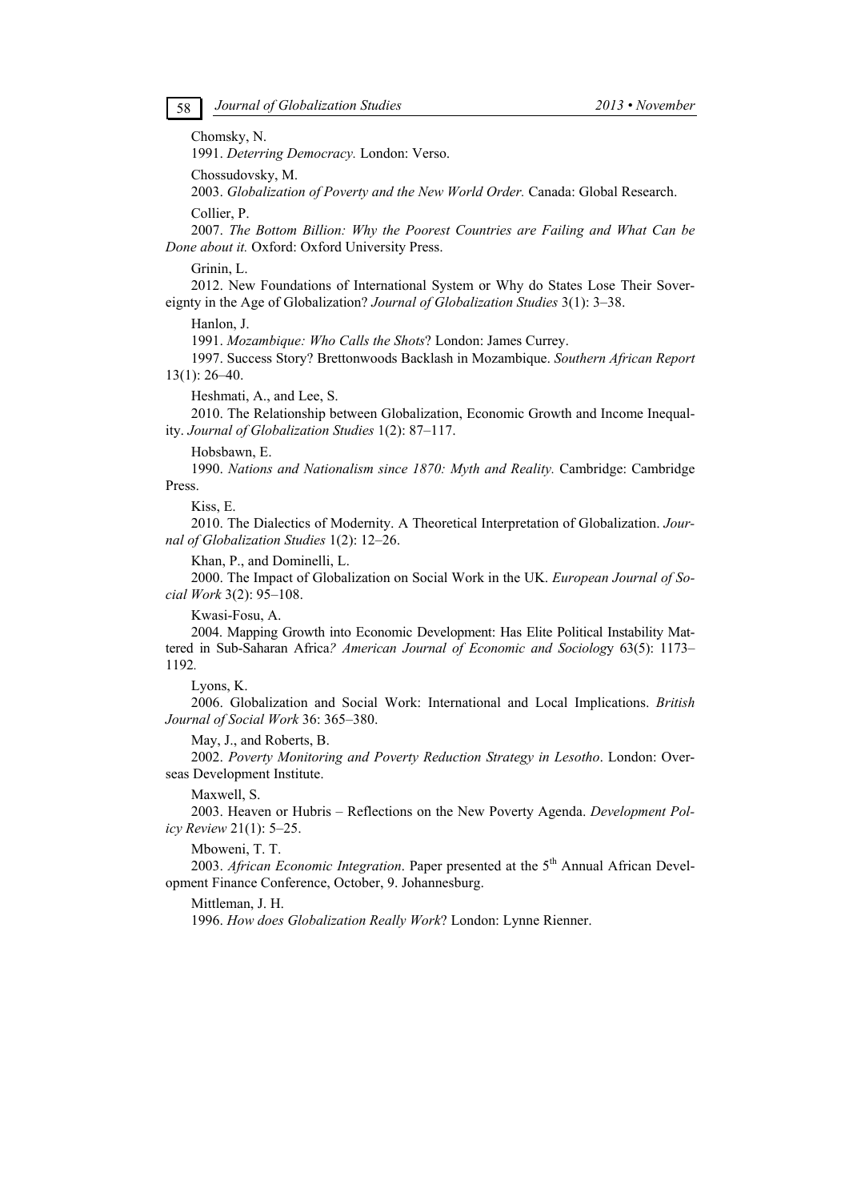Chomsky, N.

1991. *Deterring Democracy.* London: Verso.

Chossudovsky, M.

2003. *Globalization of Poverty and the New World Order.* Canada: Global Research.

Collier, P.

2007. *The Bottom Billion: Why the Poorest Countries are Failing and What Can be Done about it.* Oxford: Oxford University Press.

Grinin, L.

2012. New Foundations of International System or Why do States Lose Their Sovereignty in the Age of Globalization? *Journal of Globalization Studies* 3(1): 3–38.

Hanlon, J.

1991. *Mozambique: Who Calls the Shots*? London: James Currey.

1997. Success Story? Brettonwoods Backlash in Mozambique. *Southern African Report* 13(1): 26–40.

Heshmati, A., and Lee, S.

2010. The Relationship between Globalization, Economic Growth and Income Inequality. *Journal of Globalization Studies* 1(2): 87–117.

Hobsbawn, E.

1990. *Nations and Nationalism since 1870: Myth and Reality.* Cambridge: Cambridge Press.

Kiss, E.

2010. The Dialectics of Modernity. A Theoretical Interpretation of Globalization. *Journal of Globalization Studies* 1(2): 12–26.

Khan, P., and Dominelli, L.

2000. The Impact of Globalization on Social Work in the UK. *European Journal of Social Work* 3(2): 95–108.

Kwasi-Fosu, A.

2004. Mapping Growth into Economic Development: Has Elite Political Instability Mattered in Sub-Saharan Africa*? American Journal of Economic and Sociology* 63(5): 1173–1192*.*

Lyons, K.

2006. Globalization and Social Work: International and Local Implications. *British Journal of Social Work* 36: 365–380.

May, J., and Roberts, B.

2002. *Poverty Monitoring and Poverty Reduction Strategy in Lesotho*. London: Overseas Development Institute.

Maxwell, S.

2003. Heaven or Hubris – Reflections on the New Poverty Agenda. *Development Policy Review* 21(1): 5–25.

Mboweni, T. T.

2003. *African Economic Integration*. Paper presented at the 5th Annual African Development Finance Conference, October, 9. Johannesburg.

Mittleman, J. H.

1996. *How does Globalization Really Work*? London: Lynne Rienner.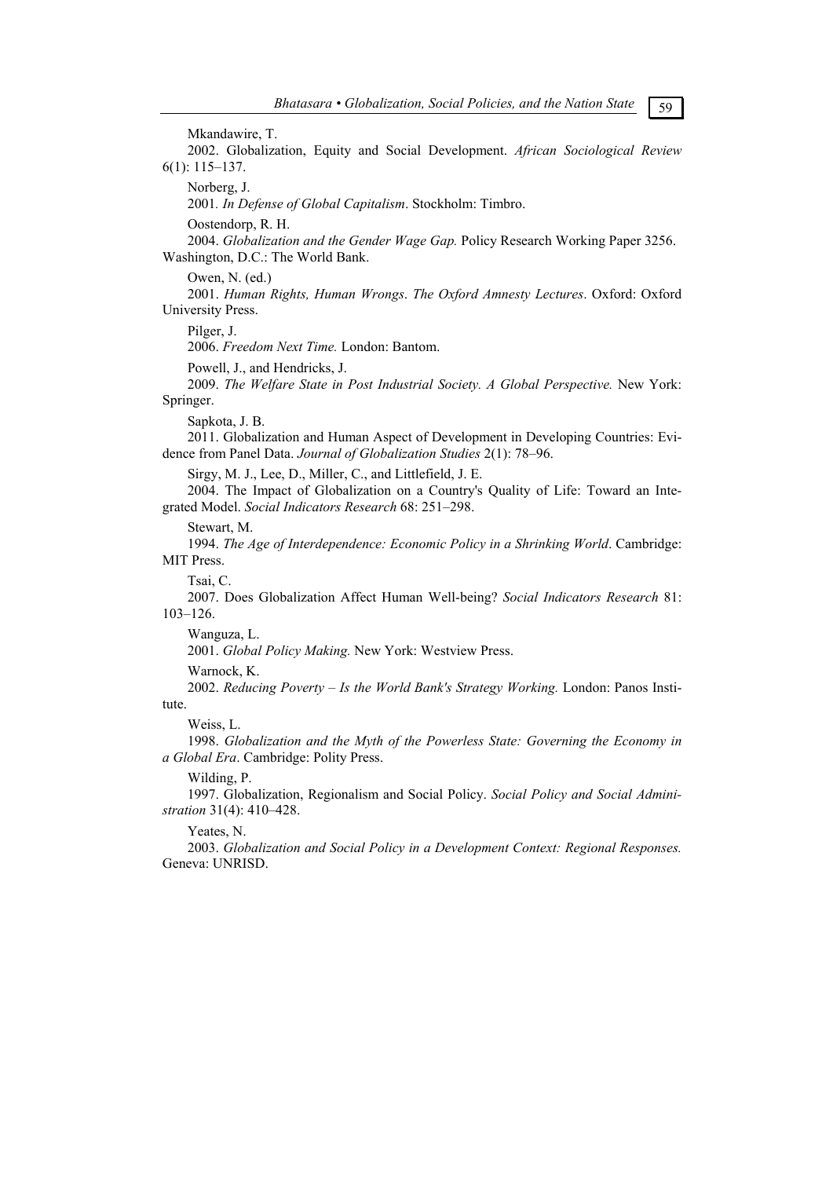Mkandawire, T.

2002. Globalization, Equity and Social Development. *African Sociological Review* 6(1): 115–137.

Norberg, J.

2001. *In Defense of Global Capitalism*. Stockholm: Timbro.

Oostendorp, R. H.

2004. *Globalization and the Gender Wage Gap.* Policy Research Working Paper 3256. Washington, D.C.: The World Bank.

Owen, N. (ed.)

2001. *Human Rights, Human Wrongs*. *The Oxford Amnesty Lectures*. Oxford: Oxford University Press.

Pilger, J.

2006. *Freedom Next Time.* London: Bantom.

Powell, J., and Hendricks, J.

2009. *The Welfare State in Post Industrial Society. A Global Perspective.* New York: Springer.

Sapkota, J. B.

2011. Globalization and Human Aspect of Development in Developing Countries: Evidence from Panel Data. *Journal of Globalization Studies* 2(1): 78–96.

Sirgy, M. J., Lee, D., Miller, C., and Littlefield, J. E.

2004. The Impact of Globalization on a Country's Quality of Life: Toward an Integrated Model. *Social Indicators Research* 68: 251–298.

Stewart, M.

1994. *The Age of Interdependence: Economic Policy in a Shrinking World*. Cambridge: MIT Press.

Tsai, C.

2007. Does Globalization Affect Human Well-being? *Social Indicators Research* 81: 103–126.

Wanguza, L.

2001. *Global Policy Making.* New York: Westview Press.

Warnock, K.

2002. *Reducing Poverty – Is the World Bank's Strategy Working.* London: Panos Institute.

Weiss, L.

1998. *Globalization and the Myth of the Powerless State: Governing the Economy in a Global Era*. Cambridge: Polity Press.

Wilding, P.

1997. Globalization, Regionalism and Social Policy. *Social Policy and Social Administration* 31(4): 410–428.

Yeates, N.

2003. *Globalization and Social Policy in a Development Context: Regional Responses.* Geneva: UNRISD.